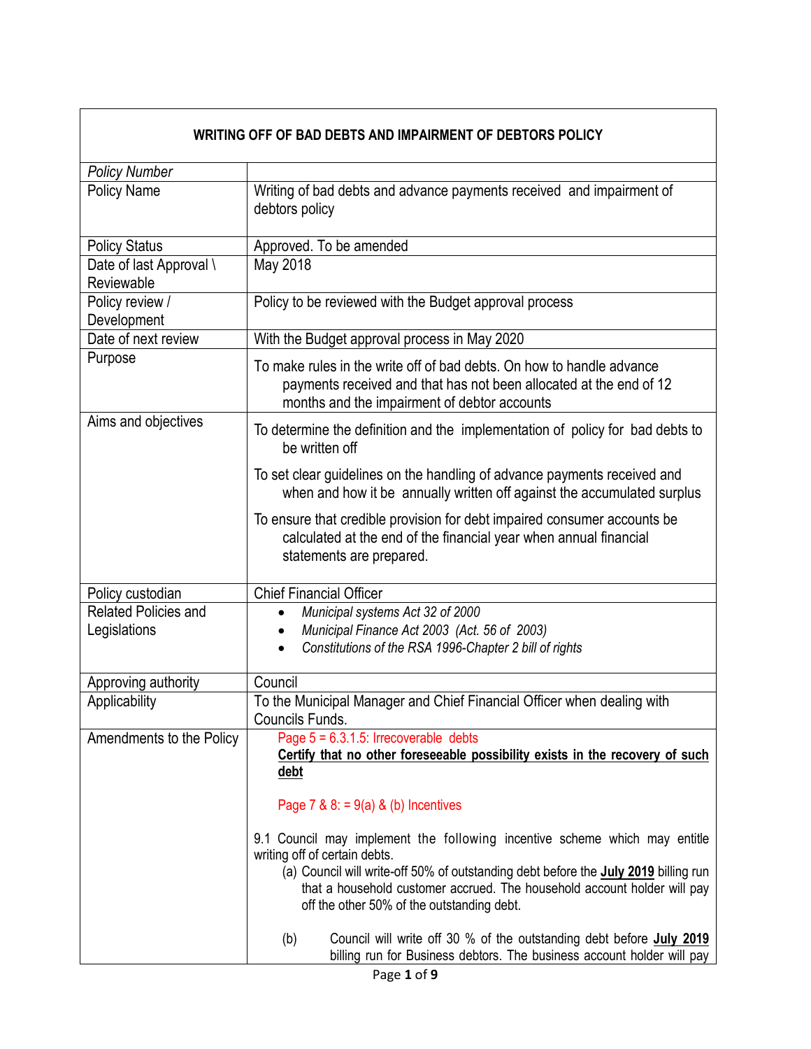| WRITING OFF OF BAD DEBTS AND IMPAIRMENT OF DEBTORS POLICY | |
|---|---|
| *Policy Number* | |
| Policy Name | Writing of bad debts and advance payments received and impairment of debtors policy |
| Policy Status | Approved. To be amended |
| Date of last Approval \ Reviewable | May 2018 |
| Policy review / Development | Policy to be reviewed with the Budget approval process |
| Date of next review | With the Budget approval process in May 2020 |
| Purpose | To make rules in the write off of bad debts. On how to handle advance payments received and that has not been allocated at the end of 12 months and the impairment of debtor accounts |
| Aims and objectives | To determine the definition and the implementation of policy for bad debts to be written off<br><br>To set clear guidelines on the handling of advance payments received and when and how it be annually written off against the accumulated surplus<br><br>To ensure that credible provision for debt impaired consumer accounts be calculated at the end of the financial year when annual financial statements are prepared. |
| Policy custodian | Chief Financial Officer |
| Related Policies and Legislations | • *Municipal systems Act 32 of 2000*<br>• *Municipal Finance Act 2003 (Act. 56 of 2003)*<br>• *Constitutions of the RSA 1996-Chapter 2 bill of rights* |
| Approving authority | Council |
| Applicability | To the Municipal Manager and Chief Financial Officer when dealing with Councils Funds. |
| Amendments to the Policy | Page 5 = 6.3.1.5: Irrecoverable debts<br>**Certify that no other foreseeable possibility exists in the recovery of such debt**<br><br>Page 7 & 8: = 9(a) & (b) Incentives<br><br>9.1 Council may implement the following incentive scheme which may entitle writing off of certain debts.<br>(a) Council will write-off 50% of outstanding debt before the **July 2019** billing run that a household customer accrued. The household account holder will pay off the other 50% of the outstanding debt.<br><br>(b) Council will write off 30 % of the outstanding debt before **July 2019** billing run for Business debtors. The business account holder will pay |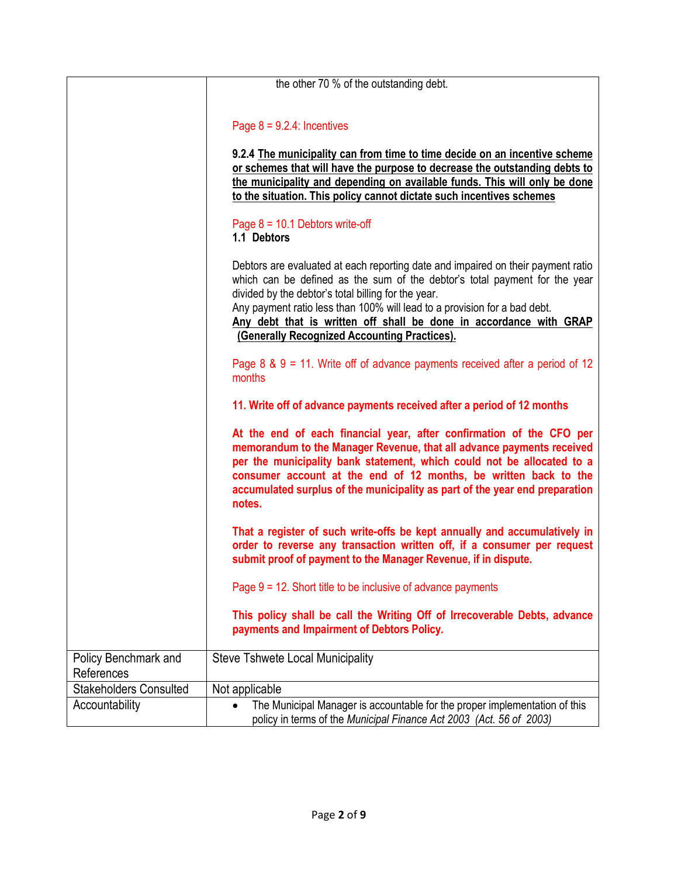| | |
|---|---|
| | the other 70 % of the outstanding debt.<br><br>Page 8 = 9.2.4: Incentives<br><br>**9.2.4 The municipality can from time to time decide on an incentive scheme or schemes that will have the purpose to decrease the outstanding debts to the municipality and depending on available funds. This will only be done to the situation. This policy cannot dictate such incentives schemes**<br><br>Page 8 = 10.1 Debtors write-off<br>**1.1 Debtors**<br><br>Debtors are evaluated at each reporting date and impaired on their payment ratio which can be defined as the sum of the debtor's total payment for the year divided by the debtor's total billing for the year.<br>Any payment ratio less than 100% will lead to a provision for a bad debt.<br>**Any debt that is written off shall be done in accordance with GRAP (Generally Recognized Accounting Practices).**<br><br>Page 8 & 9 = 11. Write off of advance payments received after a period of 12 months<br><br>**11. Write off of advance payments received after a period of 12 months**<br><br>**At the end of each financial year, after confirmation of the CFO per memorandum to the Manager Revenue, that all advance payments received per the municipality bank statement, which could not be allocated to a consumer account at the end of 12 months, be written back to the accumulated surplus of the municipality as part of the year end preparation notes.**<br><br>**That a register of such write-offs be kept annually and accumulatively in order to reverse any transaction written off, if a consumer per request submit proof of payment to the Manager Revenue, if in dispute.**<br><br>Page 9 = 12. Short title to be inclusive of advance payments<br><br>**This policy shall be call the Writing Off of Irrecoverable Debts, advance payments and Impairment of Debtors Policy.** |
| Policy Benchmark and References | Steve Tshwete Local Municipality |
| Stakeholders Consulted | Not applicable |
| Accountability | • The Municipal Manager is accountable for the proper implementation of this policy in terms of the *Municipal Finance Act 2003 (Act. 56 of 2003)* |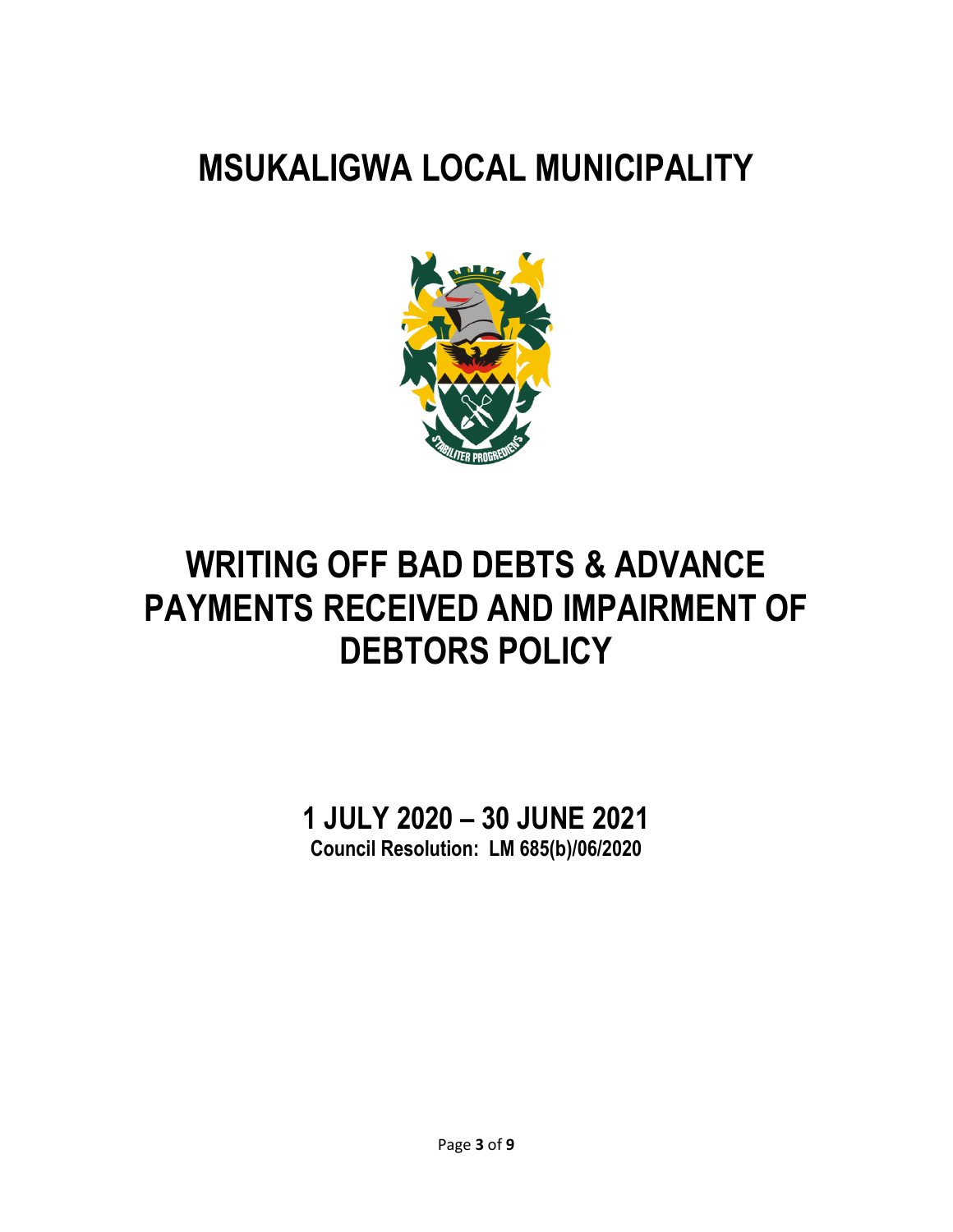# MSUKALIGWA LOCAL MUNICIPALITY

# WRITING OFF BAD DEBTS & ADVANCE PAYMENTS RECEIVED AND IMPAIRMENT OF DEBTORS POLICY

## 1 JULY 2020 – 30 JUNE 2021

**Council Resolution: LM 685(b)/06/2020**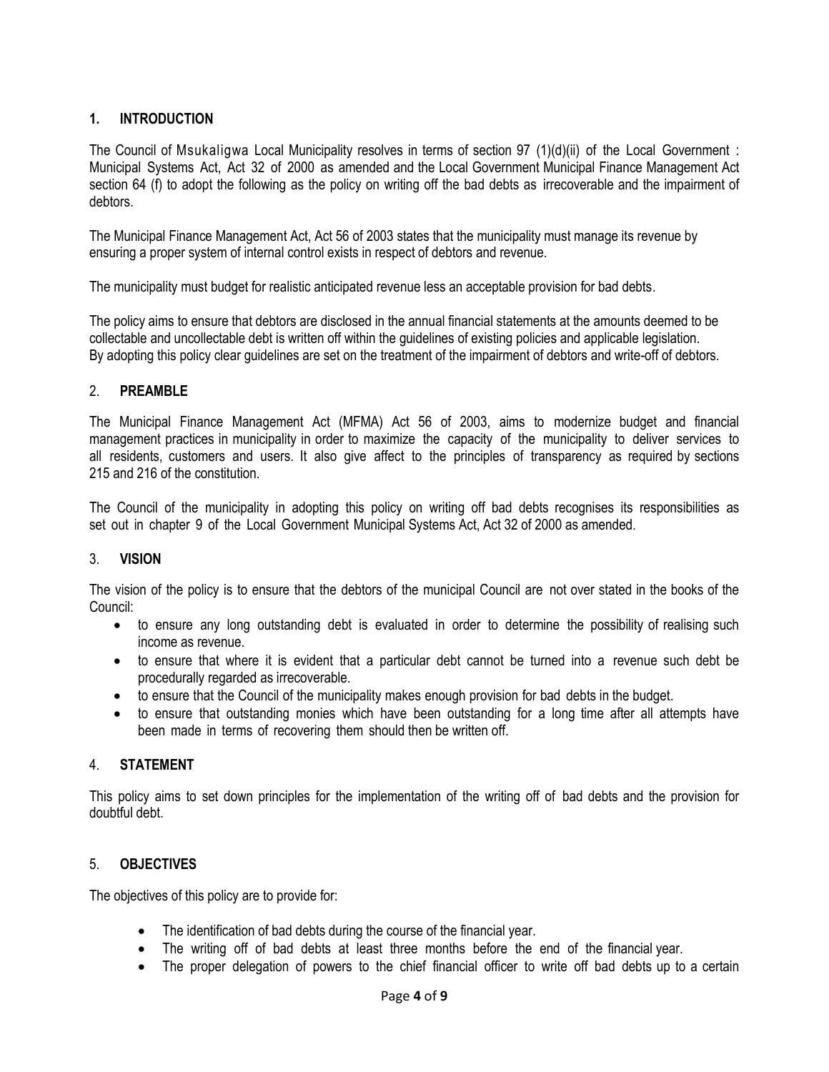## 1. INTRODUCTION

The Council of Msukaligwa Local Municipality resolves in terms of section 97 (1)(d)(ii) of the Local Government : Municipal Systems Act, Act 32 of 2000 as amended and the Local Government Municipal Finance Management Act section 64 (f) to adopt the following as the policy on writing off the bad debts as irrecoverable and the impairment of debtors.

The Municipal Finance Management Act, Act 56 of 2003 states that the municipality must manage its revenue by ensuring a proper system of internal control exists in respect of debtors and revenue.

The municipality must budget for realistic anticipated revenue less an acceptable provision for bad debts.

The policy aims to ensure that debtors are disclosed in the annual financial statements at the amounts deemed to be collectable and uncollectable debt is written off within the guidelines of existing policies and applicable legislation. By adopting this policy clear guidelines are set on the treatment of the impairment of debtors and write-off of debtors.

## 2. PREAMBLE

The Municipal Finance Management Act (MFMA) Act 56 of 2003, aims to modernize budget and financial management practices in municipality in order to maximize the capacity of the municipality to deliver services to all residents, customers and users. It also give affect to the principles of transparency as required by sections 215 and 216 of the constitution.

The Council of the municipality in adopting this policy on writing off bad debts recognises its responsibilities as set out in chapter 9 of the Local Government Municipal Systems Act, Act 32 of 2000 as amended.

## 3. VISION

The vision of the policy is to ensure that the debtors of the municipal Council are not over stated in the books of the Council:

- to ensure any long outstanding debt is evaluated in order to determine the possibility of realising such income as revenue.
- to ensure that where it is evident that a particular debt cannot be turned into a revenue such debt be procedurally regarded as irrecoverable.
- to ensure that the Council of the municipality makes enough provision for bad debts in the budget.
- to ensure that outstanding monies which have been outstanding for a long time after all attempts have been made in terms of recovering them should then be written off.

## 4. STATEMENT

This policy aims to set down principles for the implementation of the writing off of bad debts and the provision for doubtful debt.

## 5. OBJECTIVES

The objectives of this policy are to provide for:

- The identification of bad debts during the course of the financial year.
- The writing off of bad debts at least three months before the end of the financial year.
- The proper delegation of powers to the chief financial officer to write off bad debts up to a certain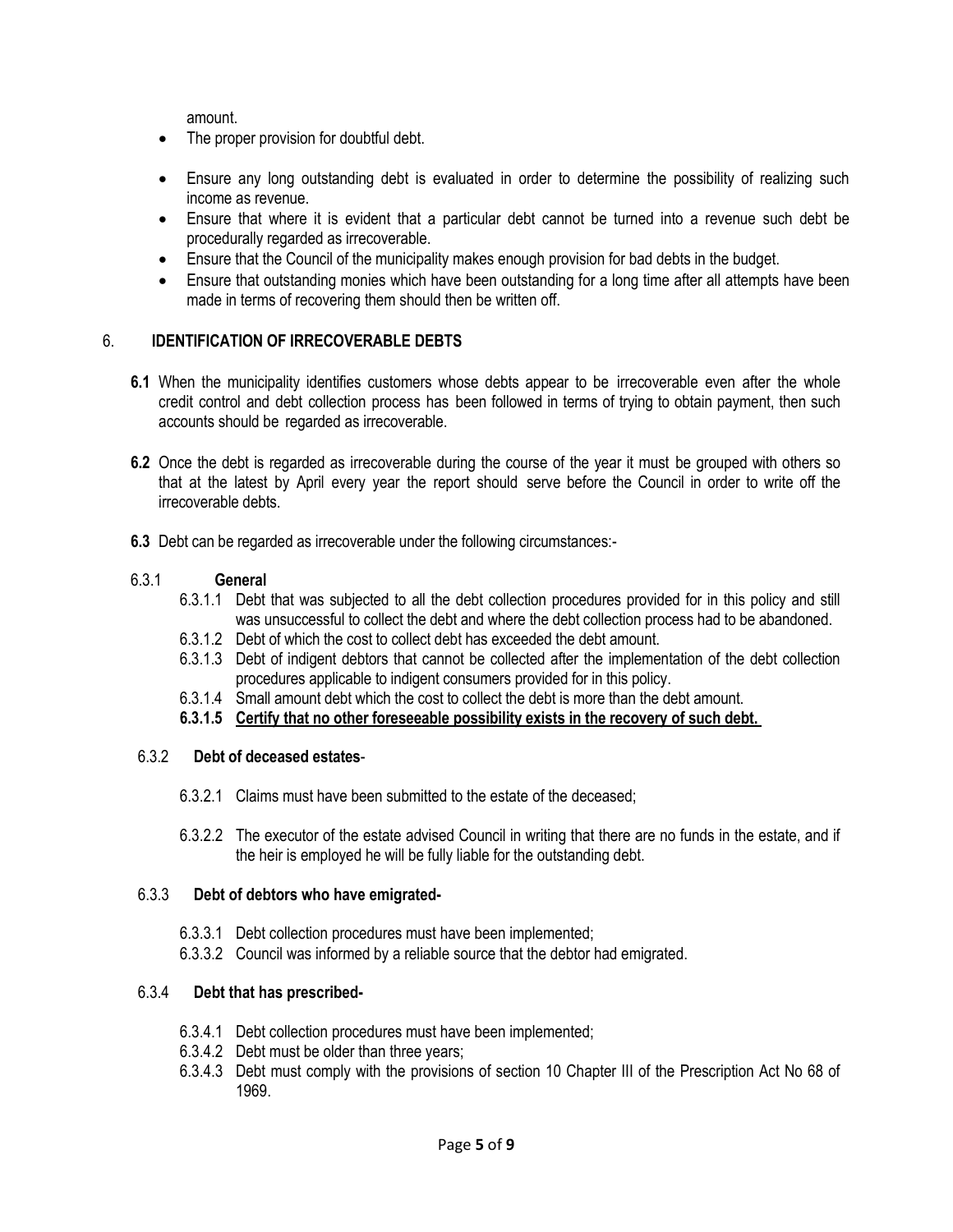amount.

- The proper provision for doubtful debt.
- Ensure any long outstanding debt is evaluated in order to determine the possibility of realizing such income as revenue.
- Ensure that where it is evident that a particular debt cannot be turned into a revenue such debt be procedurally regarded as irrecoverable.
- Ensure that the Council of the municipality makes enough provision for bad debts in the budget.
- Ensure that outstanding monies which have been outstanding for a long time after all attempts have been made in terms of recovering them should then be written off.

## 6. IDENTIFICATION OF IRRECOVERABLE DEBTS

**6.1** When the municipality identifies customers whose debts appear to be irrecoverable even after the whole credit control and debt collection process has been followed in terms of trying to obtain payment, then such accounts should be regarded as irrecoverable.

**6.2** Once the debt is regarded as irrecoverable during the course of the year it must be grouped with others so that at the latest by April every year the report should serve before the Council in order to write off the irrecoverable debts.

**6.3** Debt can be regarded as irrecoverable under the following circumstances:-

6.3.1 **General**

6.3.1.1 Debt that was subjected to all the debt collection procedures provided for in this policy and still was unsuccessful to collect the debt and where the debt collection process had to be abandoned.

6.3.1.2 Debt of which the cost to collect debt has exceeded the debt amount.

6.3.1.3 Debt of indigent debtors that cannot be collected after the implementation of the debt collection procedures applicable to indigent consumers provided for in this policy.

6.3.1.4 Small amount debt which the cost to collect the debt is more than the debt amount.

**6.3.1.5 Certify that no other foreseeable possibility exists in the recovery of such debt.**

6.3.2 **Debt of deceased estates**-

6.3.2.1 Claims must have been submitted to the estate of the deceased;

6.3.2.2 The executor of the estate advised Council in writing that there are no funds in the estate, and if the heir is employed he will be fully liable for the outstanding debt.

6.3.3 **Debt of debtors who have emigrated-**

6.3.3.1 Debt collection procedures must have been implemented;

6.3.3.2 Council was informed by a reliable source that the debtor had emigrated.

6.3.4 **Debt that has prescribed-**

6.3.4.1 Debt collection procedures must have been implemented;

6.3.4.2 Debt must be older than three years;

6.3.4.3 Debt must comply with the provisions of section 10 Chapter III of the Prescription Act No 68 of 1969.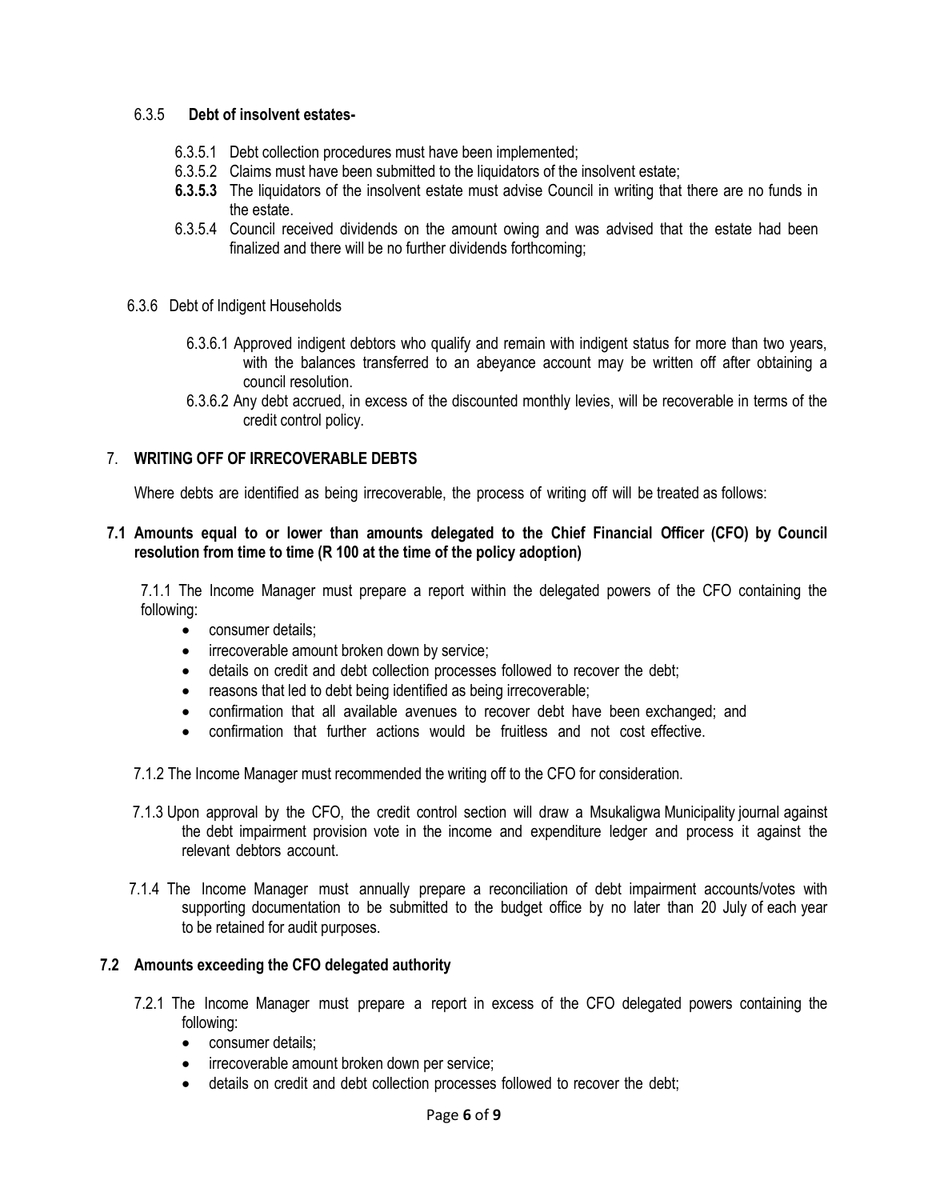6.3.5 **Debt of insolvent estates-**

- 6.3.5.1 Debt collection procedures must have been implemented;
- 6.3.5.2 Claims must have been submitted to the liquidators of the insolvent estate;
- **6.3.5.3** The liquidators of the insolvent estate must advise Council in writing that there are no funds in the estate.
- 6.3.5.4 Council received dividends on the amount owing and was advised that the estate had been finalized and there will be no further dividends forthcoming;

6.3.6 Debt of Indigent Households

- 6.3.6.1 Approved indigent debtors who qualify and remain with indigent status for more than two years, with the balances transferred to an abeyance account may be written off after obtaining a council resolution.
- 6.3.6.2 Any debt accrued, in excess of the discounted monthly levies, will be recoverable in terms of the credit control policy.

## 7. WRITING OFF OF IRRECOVERABLE DEBTS

Where debts are identified as being irrecoverable, the process of writing off will be treated as follows:

### 7.1 Amounts equal to or lower than amounts delegated to the Chief Financial Officer (CFO) by Council resolution from time to time (R 100 at the time of the policy adoption)

7.1.1 The Income Manager must prepare a report within the delegated powers of the CFO containing the following:

- consumer details;
- irrecoverable amount broken down by service;
- details on credit and debt collection processes followed to recover the debt;
- reasons that led to debt being identified as being irrecoverable;
- confirmation that all available avenues to recover debt have been exchanged; and
- confirmation that further actions would be fruitless and not cost effective.

7.1.2 The Income Manager must recommended the writing off to the CFO for consideration.

7.1.3 Upon approval by the CFO, the credit control section will draw a Msukaligwa Municipality journal against the debt impairment provision vote in the income and expenditure ledger and process it against the relevant debtors account.

7.1.4 The Income Manager must annually prepare a reconciliation of debt impairment accounts/votes with supporting documentation to be submitted to the budget office by no later than 20 July of each year to be retained for audit purposes.

### 7.2 Amounts exceeding the CFO delegated authority

7.2.1 The Income Manager must prepare a report in excess of the CFO delegated powers containing the following:

- consumer details;
- irrecoverable amount broken down per service;
- details on credit and debt collection processes followed to recover the debt;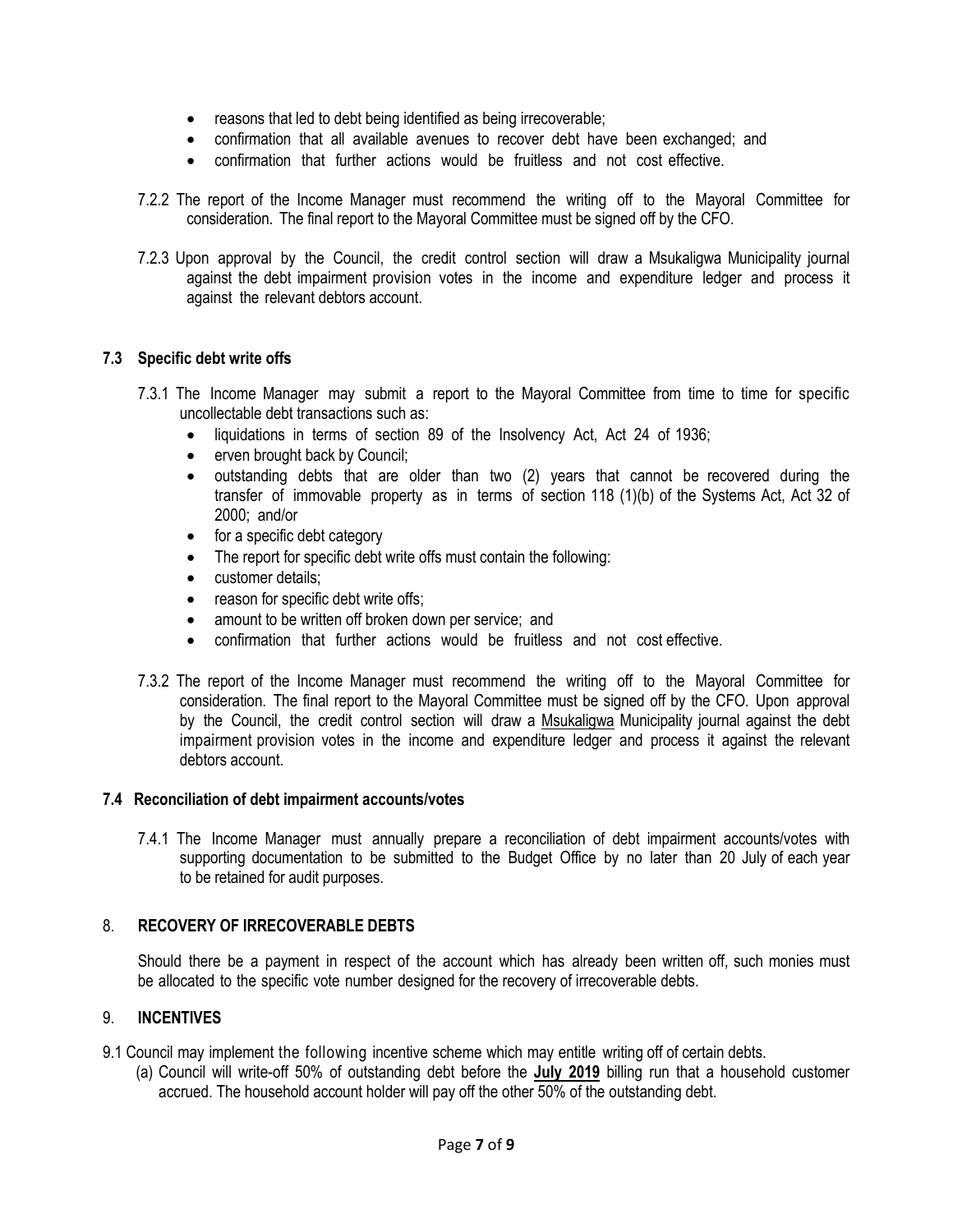- reasons that led to debt being identified as being irrecoverable;
- confirmation that all available avenues to recover debt have been exchanged; and
- confirmation that further actions would be fruitless and not cost effective.

7.2.2 The report of the Income Manager must recommend the writing off to the Mayoral Committee for consideration. The final report to the Mayoral Committee must be signed off by the CFO.

7.2.3 Upon approval by the Council, the credit control section will draw a Msukaligwa Municipality journal against the debt impairment provision votes in the income and expenditure ledger and process it against the relevant debtors account.

### 7.3 Specific debt write offs

7.3.1 The Income Manager may submit a report to the Mayoral Committee from time to time for specific uncollectable debt transactions such as:

- liquidations in terms of section 89 of the Insolvency Act, Act 24 of 1936;
- erven brought back by Council;
- outstanding debts that are older than two (2) years that cannot be recovered during the transfer of immovable property as in terms of section 118 (1)(b) of the Systems Act, Act 32 of 2000; and/or
- for a specific debt category
- The report for specific debt write offs must contain the following:
- customer details;
- reason for specific debt write offs;
- amount to be written off broken down per service; and
- confirmation that further actions would be fruitless and not cost effective.

7.3.2 The report of the Income Manager must recommend the writing off to the Mayoral Committee for consideration. The final report to the Mayoral Committee must be signed off by the CFO. Upon approval by the Council, the credit control section will draw a Msukaligwa Municipality journal against the debt impairment provision votes in the income and expenditure ledger and process it against the relevant debtors account.

### 7.4 Reconciliation of debt impairment accounts/votes

7.4.1 The Income Manager must annually prepare a reconciliation of debt impairment accounts/votes with supporting documentation to be submitted to the Budget Office by no later than 20 July of each year to be retained for audit purposes.

## 8. RECOVERY OF IRRECOVERABLE DEBTS

Should there be a payment in respect of the account which has already been written off, such monies must be allocated to the specific vote number designed for the recovery of irrecoverable debts.

## 9. INCENTIVES

9.1 Council may implement the following incentive scheme which may entitle writing off of certain debts.

(a) Council will write-off 50% of outstanding debt before the **July 2019** billing run that a household customer accrued. The household account holder will pay off the other 50% of the outstanding debt.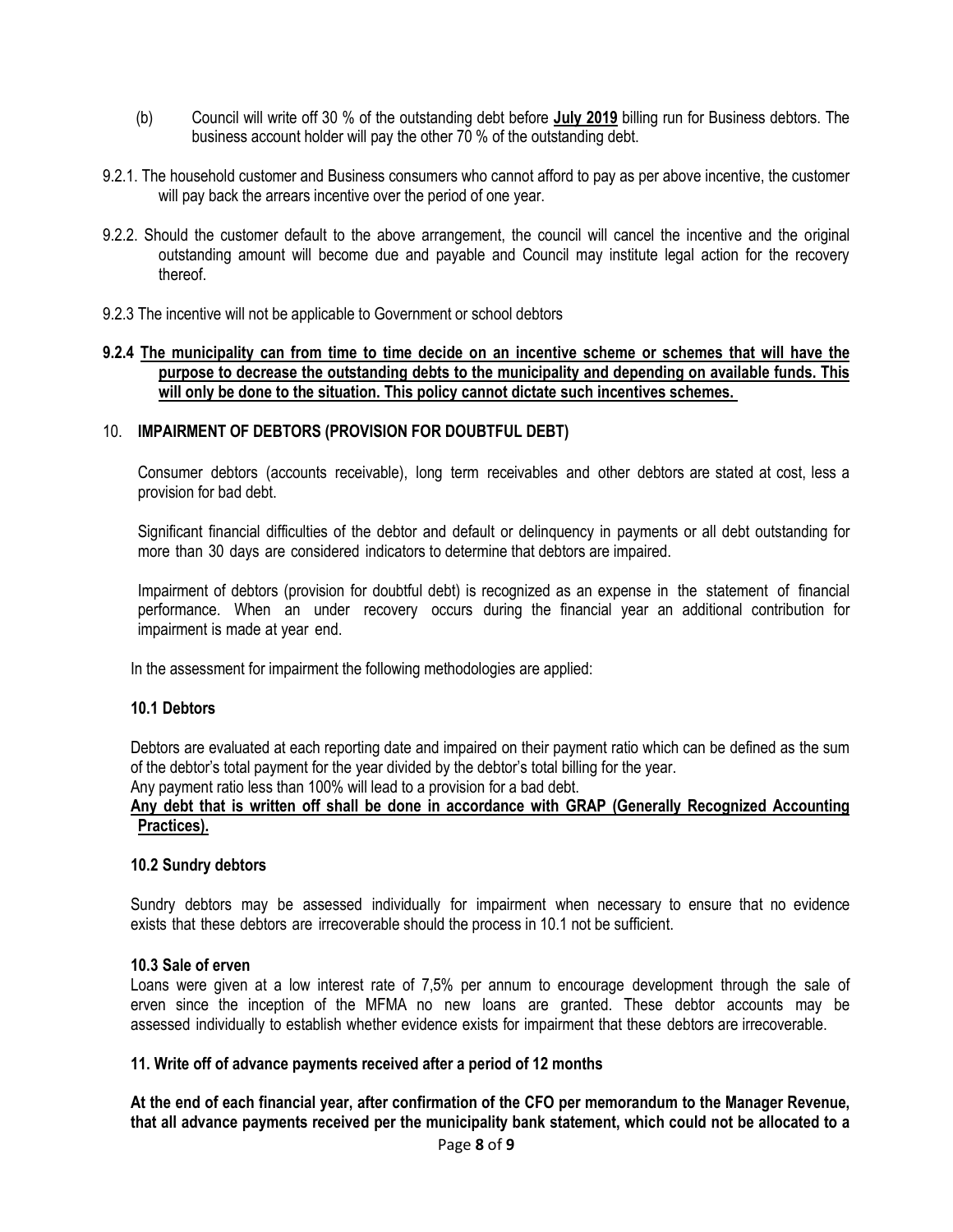(b) Council will write off 30 % of the outstanding debt before **July 2019** billing run for Business debtors. The business account holder will pay the other 70 % of the outstanding debt.

9.2.1. The household customer and Business consumers who cannot afford to pay as per above incentive, the customer will pay back the arrears incentive over the period of one year.

9.2.2. Should the customer default to the above arrangement, the council will cancel the incentive and the original outstanding amount will become due and payable and Council may institute legal action for the recovery thereof.

9.2.3 The incentive will not be applicable to Government or school debtors

**9.2.4 The municipality can from time to time decide on an incentive scheme or schemes that will have the purpose to decrease the outstanding debts to the municipality and depending on available funds. This will only be done to the situation. This policy cannot dictate such incentives schemes.**

## 10. IMPAIRMENT OF DEBTORS (PROVISION FOR DOUBTFUL DEBT)

Consumer debtors (accounts receivable), long term receivables and other debtors are stated at cost, less a provision for bad debt.

Significant financial difficulties of the debtor and default or delinquency in payments or all debt outstanding for more than 30 days are considered indicators to determine that debtors are impaired.

Impairment of debtors (provision for doubtful debt) is recognized as an expense in the statement of financial performance. When an under recovery occurs during the financial year an additional contribution for impairment is made at year end.

In the assessment for impairment the following methodologies are applied:

### 10.1 Debtors

Debtors are evaluated at each reporting date and impaired on their payment ratio which can be defined as the sum of the debtor's total payment for the year divided by the debtor's total billing for the year.
Any payment ratio less than 100% will lead to a provision for a bad debt.

**Any debt that is written off shall be done in accordance with GRAP (Generally Recognized Accounting Practices).**

### 10.2 Sundry debtors

Sundry debtors may be assessed individually for impairment when necessary to ensure that no evidence exists that these debtors are irrecoverable should the process in 10.1 not be sufficient.

### 10.3 Sale of erven

Loans were given at a low interest rate of 7,5% per annum to encourage development through the sale of erven since the inception of the MFMA no new loans are granted. These debtor accounts may be assessed individually to establish whether evidence exists for impairment that these debtors are irrecoverable.

## 11. Write off of advance payments received after a period of 12 months

**At the end of each financial year, after confirmation of the CFO per memorandum to the Manager Revenue, that all advance payments received per the municipality bank statement, which could not be allocated to a**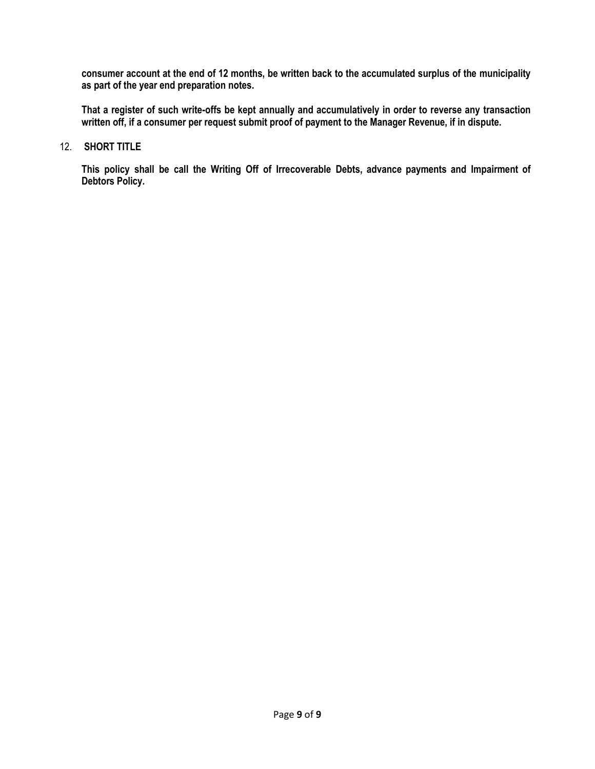**consumer account at the end of 12 months, be written back to the accumulated surplus of the municipality as part of the year end preparation notes.**

**That a register of such write-offs be kept annually and accumulatively in order to reverse any transaction written off, if a consumer per request submit proof of payment to the Manager Revenue, if in dispute.**

## 12. SHORT TITLE

**This policy shall be call the Writing Off of Irrecoverable Debts, advance payments and Impairment of Debtors Policy.**